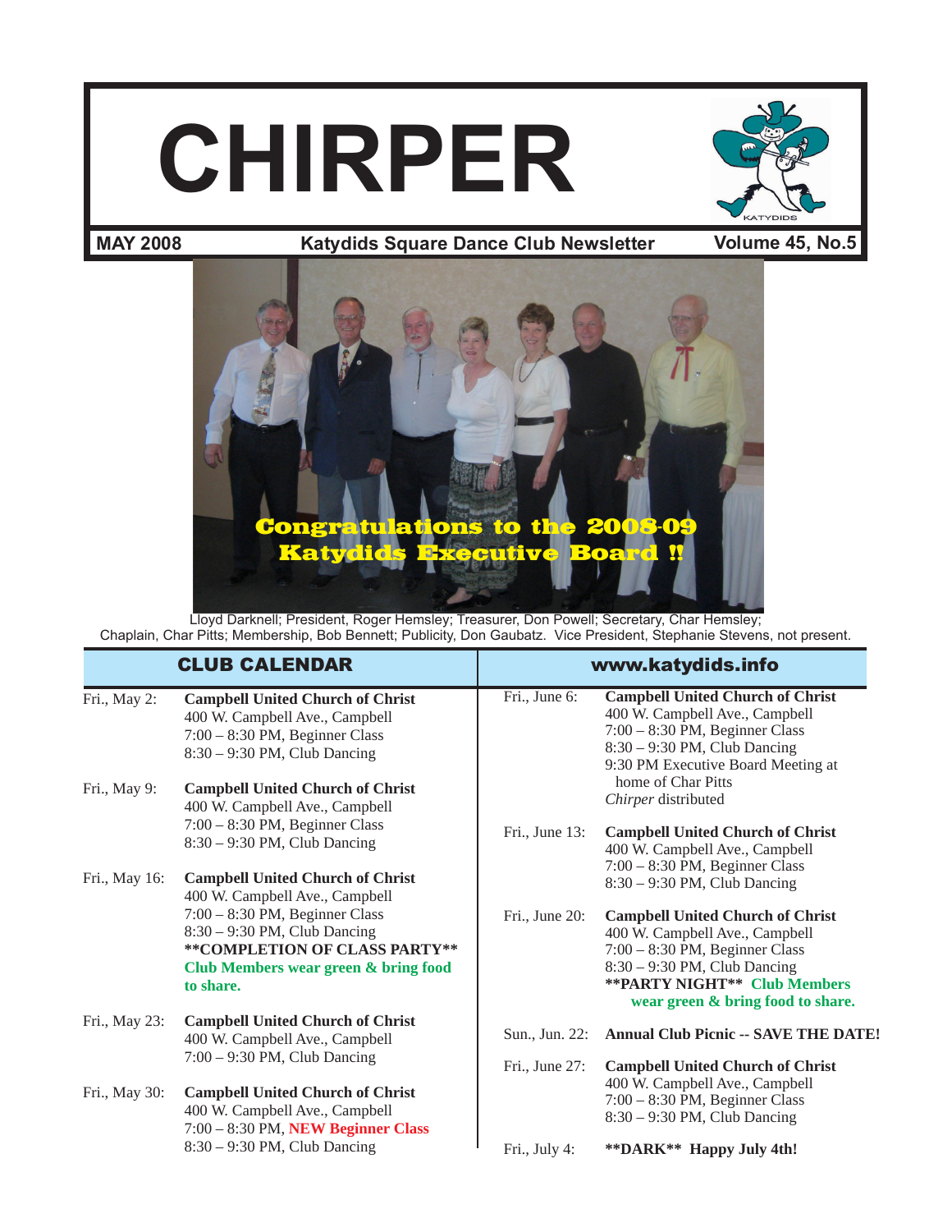# CHIRPER

**MAY 2008** — **Katydids Square Dance Club Newsletter** — **Volume 45, No.5**

**Congratulations to the 2008-09 Katydids Executive Board !!**

Lloyd Darknell; President, Roger Hemsley; Treasurer, Don Powell; Secretary, Char Hemsley; Chaplain, Char Pitts; Membership, Bob Bennett; Publicity, Don Gaubatz. Vice President, Stephanie Stevens, not present.

## CLUB CALENDAR

**www.katydids.info**

Fri., May 2: **Campbell United Church of Christ**
400 W. Campbell Ave., Campbell
7:00 – 8:30 PM, Beginner Class
8:30 – 9:30 PM, Club Dancing

Fri., May 9: **Campbell United Church of Christ**
400 W. Campbell Ave., Campbell
7:00 – 8:30 PM, Beginner Class
8:30 – 9:30 PM, Club Dancing

Fri., May 16: **Campbell United Church of Christ**
400 W. Campbell Ave., Campbell
7:00 – 8:30 PM, Beginner Class
8:30 – 9:30 PM, Club Dancing
**COMPLETION OF CLASS PARTY**
**Club Members wear green & bring food to share.**

Fri., May 23: **Campbell United Church of Christ**
400 W. Campbell Ave., Campbell
7:00 – 9:30 PM, Club Dancing

Fri., May 30: **Campbell United Church of Christ**
400 W. Campbell Ave., Campbell
7:00 – 8:30 PM, **NEW Beginner Class**
8:30 – 9:30 PM, Club Dancing

Fri., June 6: **Campbell United Church of Christ**
400 W. Campbell Ave., Campbell
7:00 – 8:30 PM, Beginner Class
8:30 – 9:30 PM, Club Dancing
9:30 PM Executive Board Meeting at home of Char Pitts
*Chirper* distributed

Fri., June 13: **Campbell United Church of Christ**
400 W. Campbell Ave., Campbell
7:00 – 8:30 PM, Beginner Class
8:30 – 9:30 PM, Club Dancing

Fri., June 20: **Campbell United Church of Christ**
400 W. Campbell Ave., Campbell
7:00 – 8:30 PM, Beginner Class
8:30 – 9:30 PM, Club Dancing
**PARTY NIGHT** **Club Members wear green & bring food to share.**

Sun., Jun. 22: **Annual Club Picnic -- SAVE THE DATE!**

Fri., June 27: **Campbell United Church of Christ**
400 W. Campbell Ave., Campbell
7:00 – 8:30 PM, Beginner Class
8:30 – 9:30 PM, Club Dancing

Fri., July 4: **DARK** **Happy July 4th!**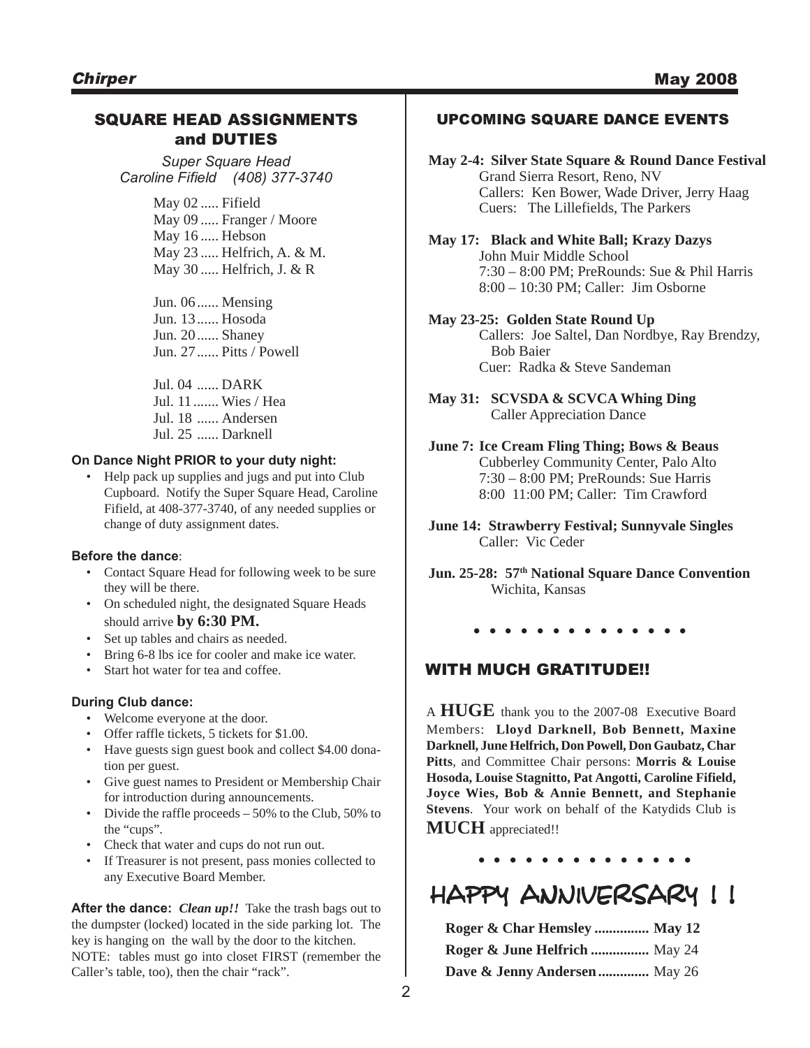## SQUARE HEAD ASSIGNMENTS and DUTIES

*Super Square Head*
*Caroline Fifield (408) 377-3740*

May 02 ..... Fifield
May 09 ..... Franger / Moore
May 16 ..... Hebson
May 23 ..... Helfrich, A. & M.
May 30 ..... Helfrich, J. & R

Jun. 06 ...... Mensing
Jun. 13 ...... Hosoda
Jun. 20 ...... Shaney
Jun. 27 ...... Pitts / Powell

Jul. 04 ...... DARK
Jul. 11 ....... Wies / Hea
Jul. 18 ...... Andersen
Jul. 25 ...... Darknell

**On Dance Night PRIOR to your duty night:**

- Help pack up supplies and jugs and put into Club Cupboard. Notify the Super Square Head, Caroline Fifield, at 408-377-3740, of any needed supplies or change of duty assignment dates.

**Before the dance**:

- Contact Square Head for following week to be sure they will be there.
- On scheduled night, the designated Square Heads should arrive **by 6:30 PM.**
- Set up tables and chairs as needed.
- Bring 6-8 lbs ice for cooler and make ice water.
- Start hot water for tea and coffee.

**During Club dance:**

- Welcome everyone at the door.
- Offer raffle tickets, 5 tickets for $1.00.
- Have guests sign guest book and collect $4.00 donation per guest.
- Give guest names to President or Membership Chair for introduction during announcements.
- Divide the raffle proceeds – 50% to the Club, 50% to the "cups".
- Check that water and cups do not run out.
- If Treasurer is not present, pass monies collected to any Executive Board Member.

**After the dance:** ***Clean up!!*** Take the trash bags out to the dumpster (locked) located in the side parking lot. The key is hanging on the wall by the door to the kitchen.
NOTE: tables must go into closet FIRST (remember the Caller's table, too), then the chair "rack".

## UPCOMING SQUARE DANCE EVENTS

**May 2-4: Silver State Square & Round Dance Festival**
Grand Sierra Resort, Reno, NV
Callers: Ken Bower, Wade Driver, Jerry Haag
Cuers: The Lillefields, The Parkers

**May 17: Black and White Ball; Krazy Dazys**
John Muir Middle School
7:30 – 8:00 PM; PreRounds: Sue & Phil Harris
8:00 – 10:30 PM; Caller: Jim Osborne

**May 23-25: Golden State Round Up**
Callers: Joe Saltel, Dan Nordbye, Ray Brendzy, Bob Baier
Cuer: Radka & Steve Sandeman

**May 31: SCVSDA & SCVCA Whing Ding**
Caller Appreciation Dance

**June 7: Ice Cream Fling Thing; Bows & Beaus**
Cubberley Community Center, Palo Alto
7:30 – 8:00 PM; PreRounds: Sue Harris
8:00 11:00 PM; Caller: Tim Crawford

**June 14: Strawberry Festival; Sunnyvale Singles**
Caller: Vic Ceder

**Jun. 25-28: 57th National Square Dance Convention**
Wichita, Kansas

• • • • • • • • • • • • • •

## WITH MUCH GRATITUDE!!

A **HUGE** thank you to the 2007-08 Executive Board Members: **Lloyd Darknell, Bob Bennett, Maxine Darknell, June Helfrich, Don Powell, Don Gaubatz, Char Pitts**, and Committee Chair persons: **Morris & Louise Hosoda, Louise Stagnitto, Pat Angotti, Caroline Fifield, Joyce Wies, Bob & Annie Bennett, and Stephanie Stevens**. Your work on behalf of the Katydids Club is **MUCH** appreciated!!

• • • • • • • • • • • • • •

## HAPPY ANNIVERSARY ! !

**Roger & Char Hemsley ............... May 12**
**Roger & June Helfrich ................** May 24
**Dave & Jenny Andersen .............** May 26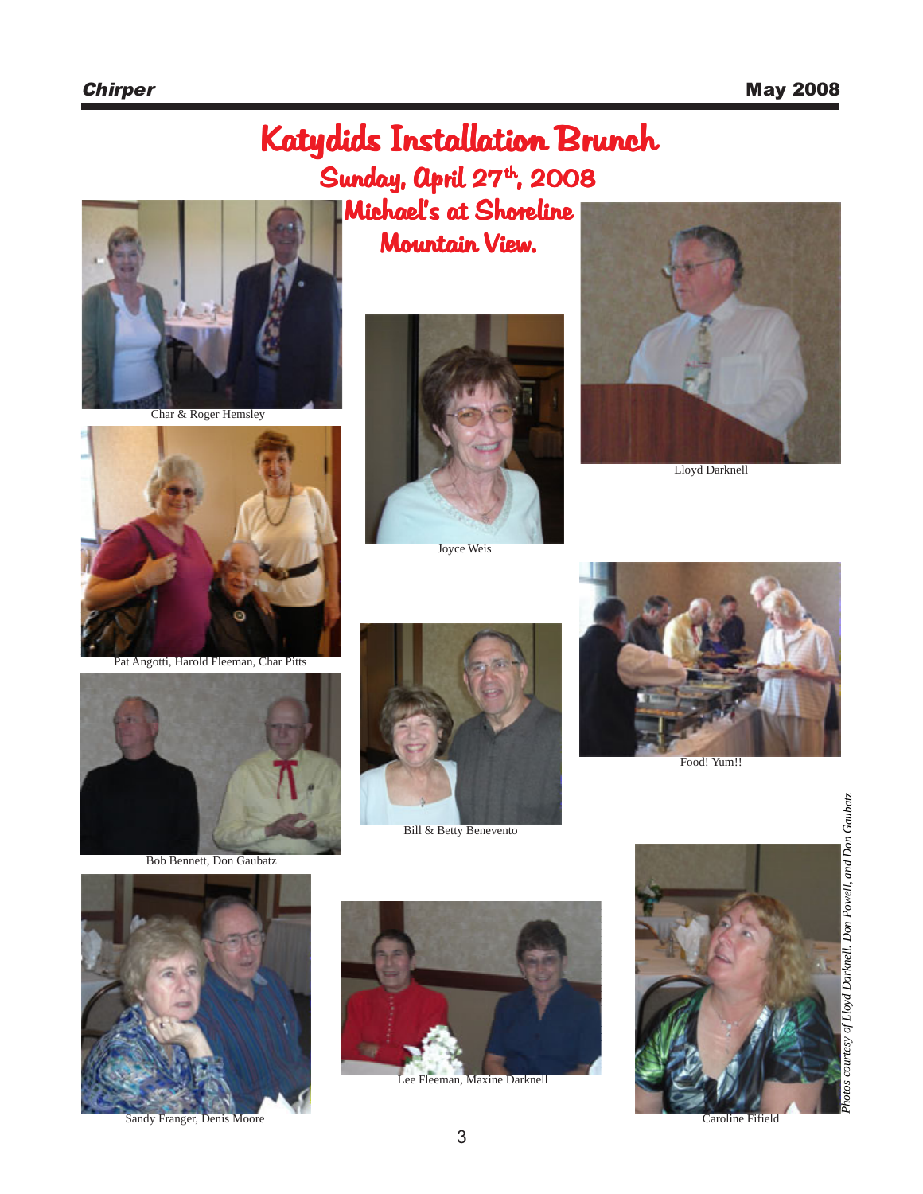# Katydids Installation Brunch

## Sunday, April 27th, 2008

## Michael's at Shoreline Mountain View.

Char & Roger Hemsley

Joyce Weis

Lloyd Darknell

Pat Angotti, Harold Fleeman, Char Pitts

Food! Yum!!

Bob Bennett, Don Gaubatz

Bill & Betty Benevento

Sandy Franger, Denis Moore

Lee Fleeman, Maxine Darknell

Caroline Fifield

*Photos courtesy of Lloyd Darknell, Don Powell, and Don Gaubatz*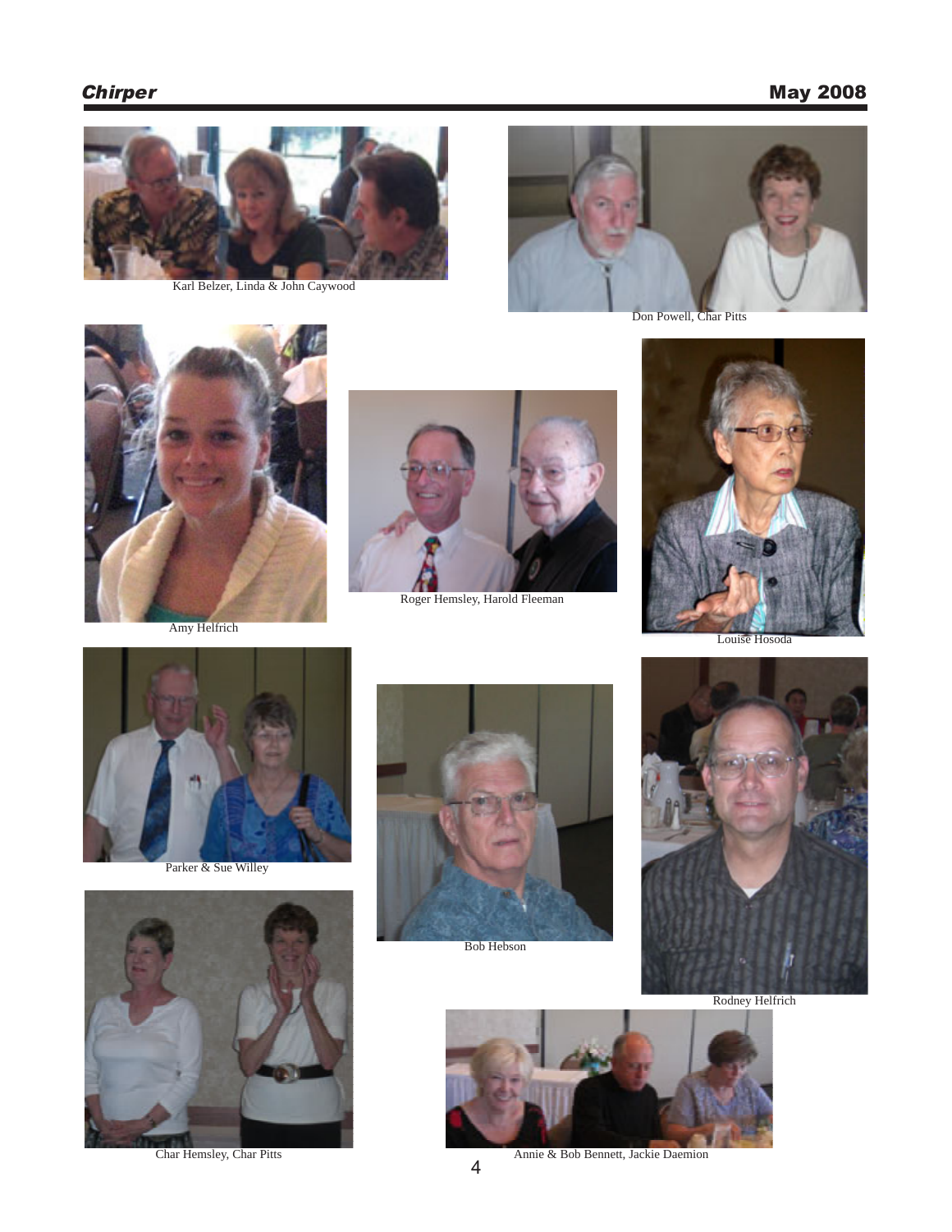Karl Belzer, Linda & John Caywood

Don Powell, Char Pitts

Amy Helfrich

Roger Hemsley, Harold Fleeman

Louise Hosoda

Parker & Sue Willey

Bob Hebson

Rodney Helfrich

Char Hemsley, Char Pitts

Annie & Bob Bennett, Jackie Daemion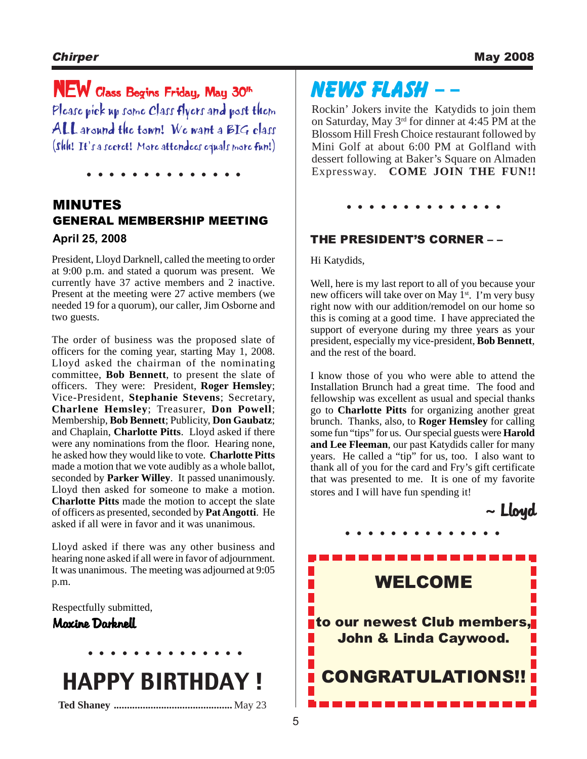## NEW Class Begins Friday, May 30th

Please pick up some Class flyers and post them ALL around the town! We want a BIG class (shh! It's a secret! More attendees equals more fun!)

• • • • • • • • • • • • • •

## MINUTES
### GENERAL MEMBERSHIP MEETING

**April 25, 2008**

President, Lloyd Darknell, called the meeting to order at 9:00 p.m. and stated a quorum was present. We currently have 37 active members and 2 inactive. Present at the meeting were 27 active members (we needed 19 for a quorum), our caller, Jim Osborne and two guests.

The order of business was the proposed slate of officers for the coming year, starting May 1, 2008. Lloyd asked the chairman of the nominating committee, **Bob Bennett**, to present the slate of officers. They were: President, **Roger Hemsley**; Vice-President, **Stephanie Stevens**; Secretary, **Charlene Hemsley**; Treasurer, **Don Powell**; Membership, **Bob Bennett**; Publicity, **Don Gaubatz**; and Chaplain, **Charlotte Pitts**. Lloyd asked if there were any nominations from the floor. Hearing none, he asked how they would like to vote. **Charlotte Pitts** made a motion that we vote audibly as a whole ballot, seconded by **Parker Willey**. It passed unanimously. Lloyd then asked for someone to make a motion. **Charlotte Pitts** made the motion to accept the slate of officers as presented, seconded by **Pat Angotti**. He asked if all were in favor and it was unanimous.

Lloyd asked if there was any other business and hearing none asked if all were in favor of adjournment. It was unanimous. The meeting was adjourned at 9:05 p.m.

Respectfully submitted,

*Maxine Darknell*

• • • • • • • • • • • • • •

## HAPPY BIRTHDAY !

**Ted Shaney** ............................................ May 23

## NEWS FLASH – –

Rockin' Jokers invite the Katydids to join them on Saturday, May 3rd for dinner at 4:45 PM at the Blossom Hill Fresh Choice restaurant followed by Mini Golf at about 6:00 PM at Golfland with dessert following at Baker's Square on Almaden Expressway. **COME JOIN THE FUN!!**

• • • • • • • • • • • • • •

### THE PRESIDENT'S CORNER – –

Hi Katydids,

Well, here is my last report to all of you because your new officers will take over on May 1st. I'm very busy right now with our addition/remodel on our home so this is coming at a good time. I have appreciated the support of everyone during my three years as your president, especially my vice-president, **Bob Bennett**, and the rest of the board.

I know those of you who were able to attend the Installation Brunch had a great time. The food and fellowship was excellent as usual and special thanks go to **Charlotte Pitts** for organizing another great brunch. Thanks, also, to **Roger Hemsley** for calling some fun "tips" for us. Our special guests were **Harold and Lee Fleeman**, our past Katydids caller for many years. He called a "tip" for us, too. I also want to thank all of you for the card and Fry's gift certificate that was presented to me. It is one of my favorite stores and I will have fun spending it!

~ Lloyd

• • • • • • • • • • • • • •

## WELCOME

**to our newest Club members, John & Linda Caywood.**

## CONGRATULATIONS!!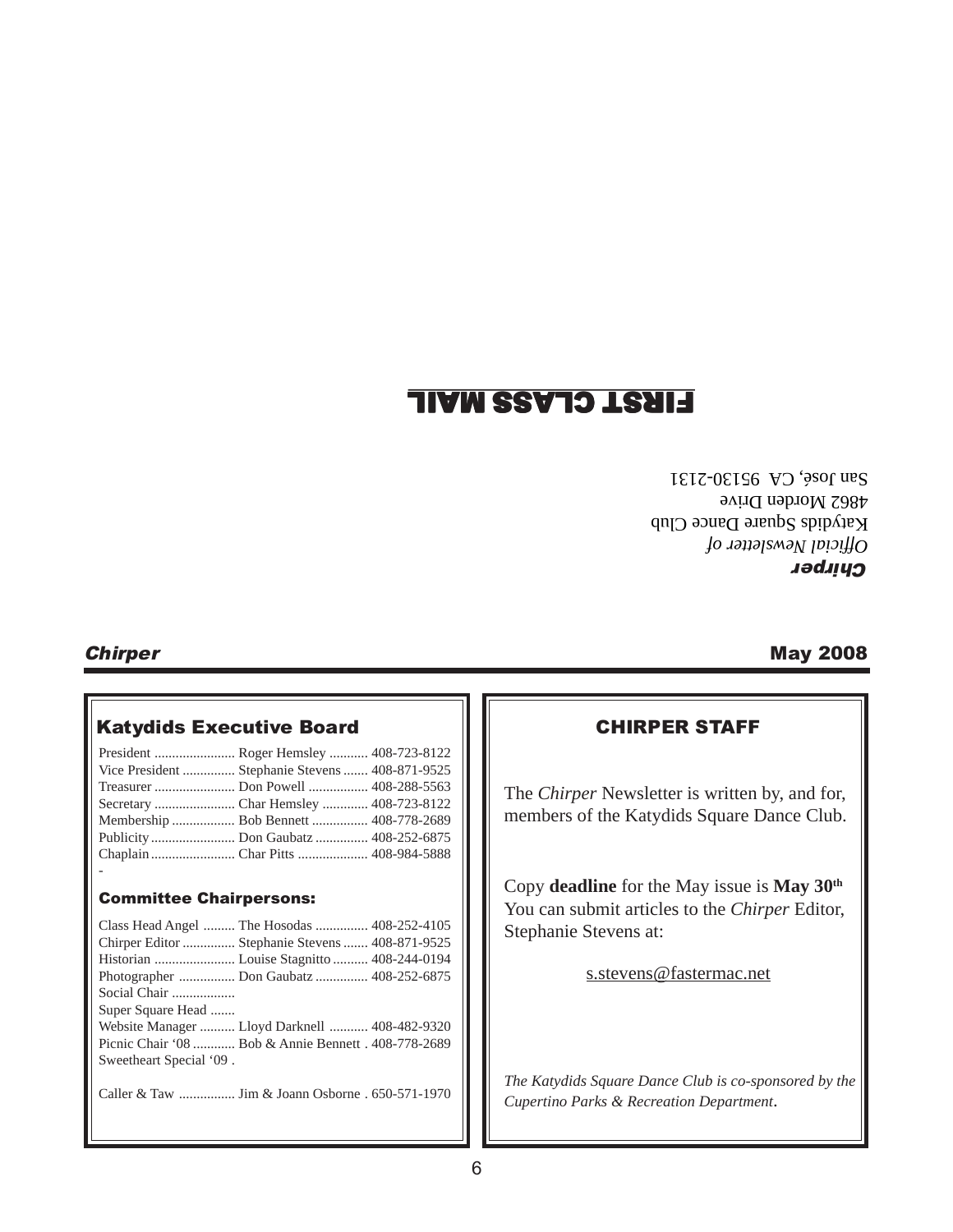**FIRST CLASS MAIL**

***Chirper***
*Official Newsletter of*
Katydids Square Dance Club
4862 Morden Drive
San José, CA 95130-2131

## Katydids Executive Board

| | | |
|---|---|---|
| President | Roger Hemsley | 408-723-8122 |
| Vice President | Stephanie Stevens | 408-871-9525 |
| Treasurer | Don Powell | 408-288-5563 |
| Secretary | Char Hemsley | 408-723-8122 |
| Membership | Bob Bennett | 408-778-2689 |
| Publicity | Don Gaubatz | 408-252-6875 |
| Chaplain | Char Pitts | 408-984-5888 |

-

### Committee Chairpersons:

| | | |
|---|---|---|
| Class Head Angel | The Hosodas | 408-252-4105 |
| Chirper Editor | Stephanie Stevens | 408-871-9525 |
| Historian | Louise Stagnitto | 408-244-0194 |
| Photographer | Don Gaubatz | 408-252-6875 |
| Social Chair | | |
| Super Square Head | | |
| Website Manager | Lloyd Darknell | 408-482-9320 |
| Picnic Chair '08 | Bob & Annie Bennett | 408-778-2689 |
| Sweetheart Special '09 | | |
| Caller & Taw | Jim & Joann Osborne | 650-571-1970 |

## CHIRPER STAFF

The *Chirper* Newsletter is written by, and for, members of the Katydids Square Dance Club.

Copy **deadline** for the May issue is **May 30th**
You can submit articles to the *Chirper* Editor, Stephanie Stevens at:

s.stevens@fastermac.net

*The Katydids Square Dance Club is co-sponsored by the Cupertino Parks & Recreation Department.*